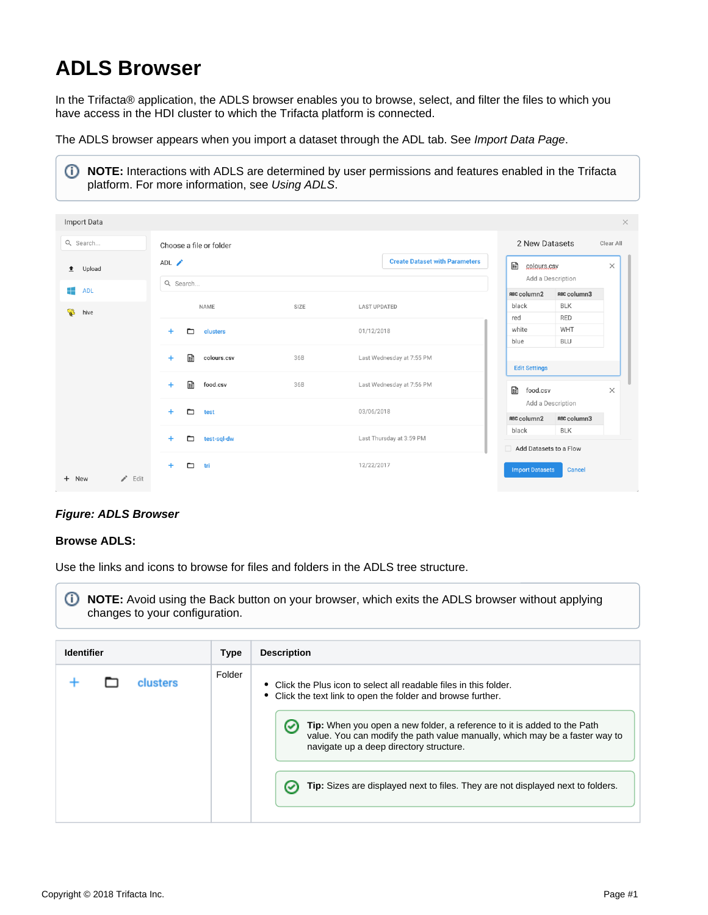# ADLS Browser

In the Trifacta® application, the ADLS browser enables you to browse, select, and filter the files to which you have access in the HDI cluster to which the Trifacta platform is connected.

The ADLS browser appears when you import a dataset through the ADL tab. See *Import Data Page*.

> **NOTE:** Interactions with ADLS are determined by user permissions and features enabled in the Trifacta platform. For more information, see *Using ADLS*.

***Figure: ADLS Browser***

**Browse ADLS:**

Use the links and icons to browse for files and folders in the ADLS tree structure.

> **NOTE:** Avoid using the Back button on your browser, which exits the ADLS browser without applying changes to your configuration.

| Identifier | Type | Description |
| --- | --- | --- |
| + clusters | Folder | • Click the Plus icon to select all readable files in this folder. • Click the text link to open the folder and browse further. **Tip:** When you open a new folder, a reference to it is added to the Path value. You can modify the path value manually, which may be a faster way to navigate up a deep directory structure. **Tip:** Sizes are displayed next to files. They are not displayed next to folders. |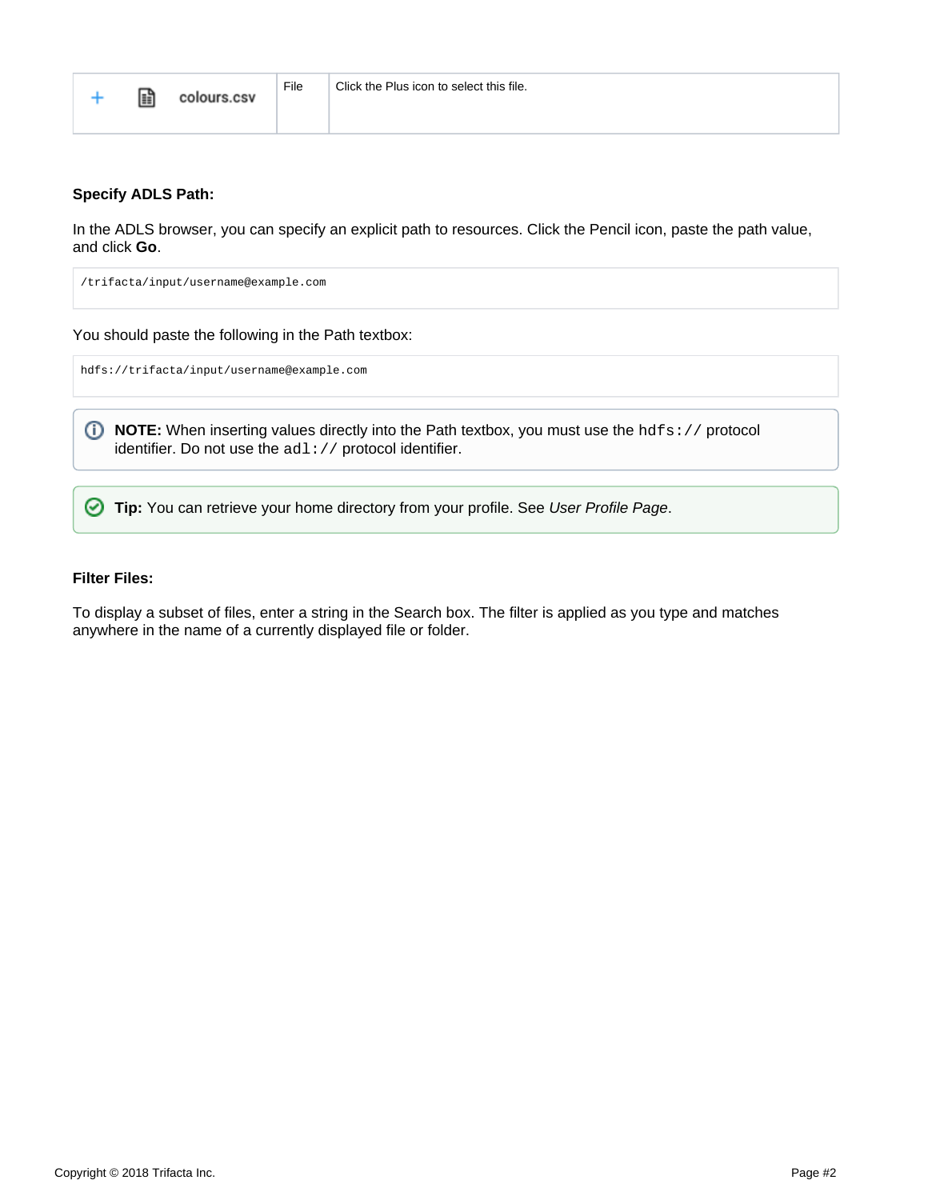| | | |
|---|---|---|
| + colours.csv | File | Click the Plus icon to select this file. |

**Specify ADLS Path:**

In the ADLS browser, you can specify an explicit path to resources. Click the Pencil icon, paste the path value, and click **Go**.

```
/trifacta/input/username@example.com
```

You should paste the following in the Path textbox:

```
hdfs://trifacta/input/username@example.com
```

> **NOTE:** When inserting values directly into the Path textbox, you must use the `hdfs://` protocol identifier. Do not use the `adl://` protocol identifier.

> **Tip:** You can retrieve your home directory from your profile. See *User Profile Page*.

**Filter Files:**

To display a subset of files, enter a string in the Search box. The filter is applied as you type and matches anywhere in the name of a currently displayed file or folder.